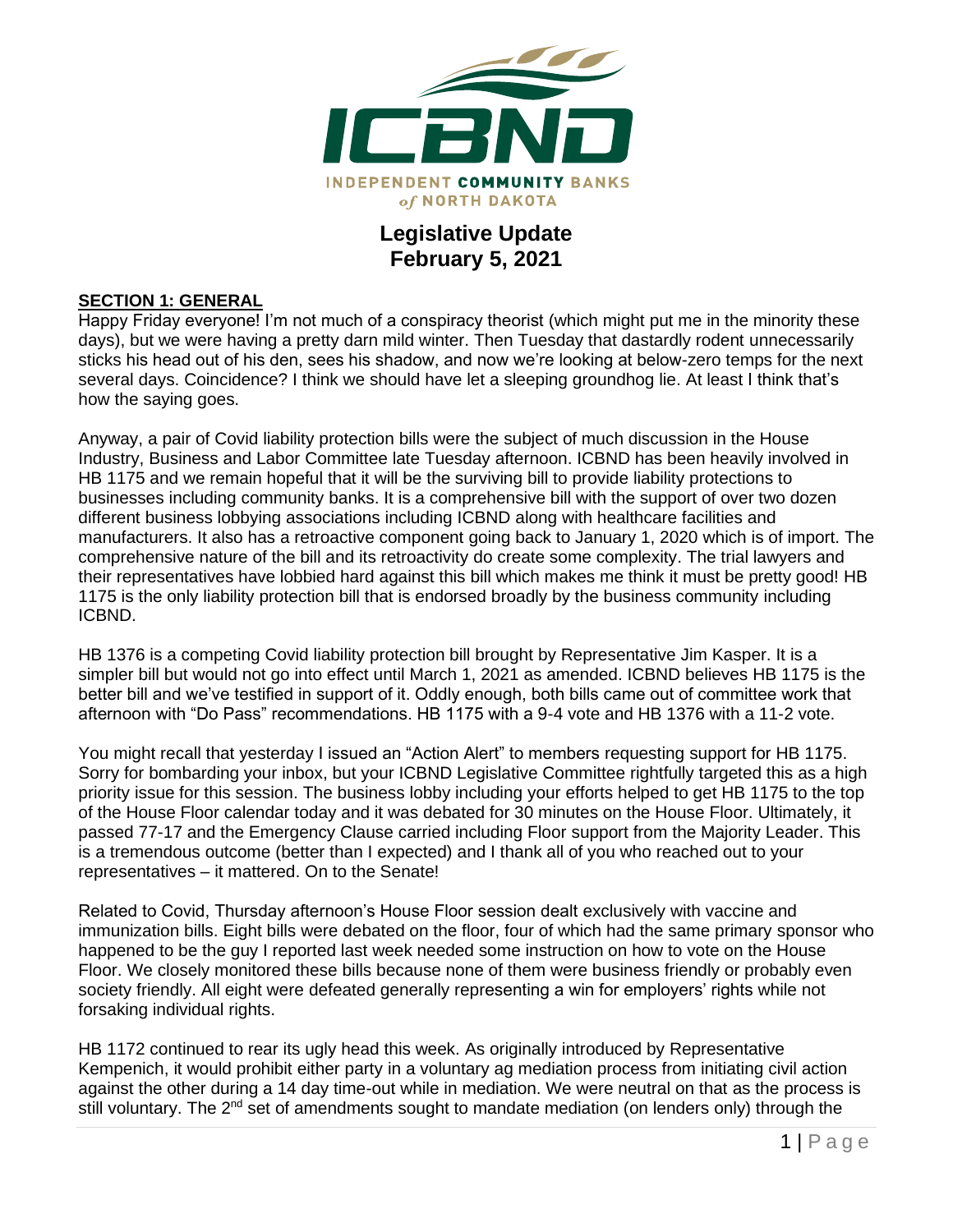ICBND

INDEPENDENT COMMUNITY BANKS of NORTH DAKOTA

# Legislative Update
## February 5, 2021

**SECTION 1: GENERAL**

Happy Friday everyone! I'm not much of a conspiracy theorist (which might put me in the minority these days), but we were having a pretty darn mild winter. Then Tuesday that dastardly rodent unnecessarily sticks his head out of his den, sees his shadow, and now we're looking at below-zero temps for the next several days. Coincidence? I think we should have let a sleeping groundhog lie. At least I think that's how the saying goes.

Anyway, a pair of Covid liability protection bills were the subject of much discussion in the House Industry, Business and Labor Committee late Tuesday afternoon. ICBND has been heavily involved in HB 1175 and we remain hopeful that it will be the surviving bill to provide liability protections to businesses including community banks. It is a comprehensive bill with the support of over two dozen different business lobbying associations including ICBND along with healthcare facilities and manufacturers. It also has a retroactive component going back to January 1, 2020 which is of import. The comprehensive nature of the bill and its retroactivity do create some complexity. The trial lawyers and their representatives have lobbied hard against this bill which makes me think it must be pretty good! HB 1175 is the only liability protection bill that is endorsed broadly by the business community including ICBND.

HB 1376 is a competing Covid liability protection bill brought by Representative Jim Kasper. It is a simpler bill but would not go into effect until March 1, 2021 as amended. ICBND believes HB 1175 is the better bill and we've testified in support of it. Oddly enough, both bills came out of committee work that afternoon with "Do Pass" recommendations. HB 1175 with a 9-4 vote and HB 1376 with a 11-2 vote.

You might recall that yesterday I issued an "Action Alert" to members requesting support for HB 1175. Sorry for bombarding your inbox, but your ICBND Legislative Committee rightfully targeted this as a high priority issue for this session. The business lobby including your efforts helped to get HB 1175 to the top of the House Floor calendar today and it was debated for 30 minutes on the House Floor. Ultimately, it passed 77-17 and the Emergency Clause carried including Floor support from the Majority Leader. This is a tremendous outcome (better than I expected) and I thank all of you who reached out to your representatives – it mattered. On to the Senate!

Related to Covid, Thursday afternoon's House Floor session dealt exclusively with vaccine and immunization bills. Eight bills were debated on the floor, four of which had the same primary sponsor who happened to be the guy I reported last week needed some instruction on how to vote on the House Floor. We closely monitored these bills because none of them were business friendly or probably even society friendly. All eight were defeated generally representing a win for employers' rights while not forsaking individual rights.

HB 1172 continued to rear its ugly head this week. As originally introduced by Representative Kempenich, it would prohibit either party in a voluntary ag mediation process from initiating civil action against the other during a 14 day time-out while in mediation. We were neutral on that as the process is still voluntary. The 2nd set of amendments sought to mandate mediation (on lenders only) through the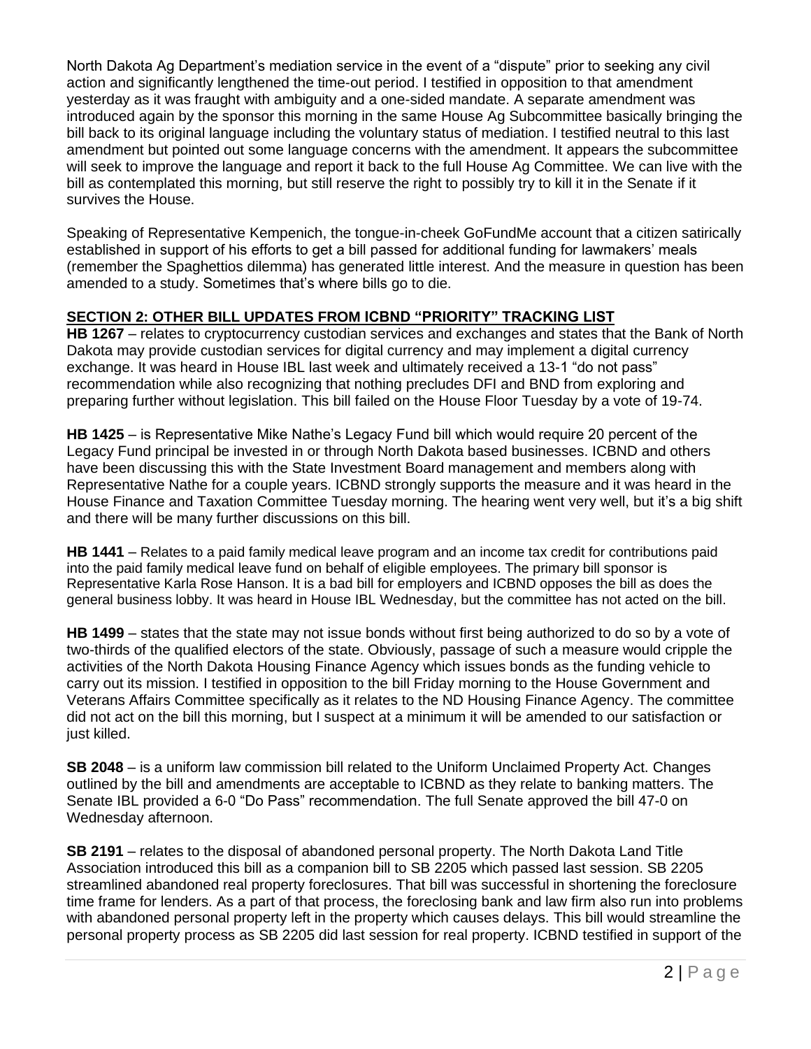North Dakota Ag Department's mediation service in the event of a "dispute" prior to seeking any civil action and significantly lengthened the time-out period. I testified in opposition to that amendment yesterday as it was fraught with ambiguity and a one-sided mandate. A separate amendment was introduced again by the sponsor this morning in the same House Ag Subcommittee basically bringing the bill back to its original language including the voluntary status of mediation. I testified neutral to this last amendment but pointed out some language concerns with the amendment. It appears the subcommittee will seek to improve the language and report it back to the full House Ag Committee. We can live with the bill as contemplated this morning, but still reserve the right to possibly try to kill it in the Senate if it survives the House.

Speaking of Representative Kempenich, the tongue-in-cheek GoFundMe account that a citizen satirically established in support of his efforts to get a bill passed for additional funding for lawmakers' meals (remember the Spaghettios dilemma) has generated little interest. And the measure in question has been amended to a study. Sometimes that's where bills go to die.

## SECTION 2: OTHER BILL UPDATES FROM ICBND "PRIORITY" TRACKING LIST

**HB 1267** – relates to cryptocurrency custodian services and exchanges and states that the Bank of North Dakota may provide custodian services for digital currency and may implement a digital currency exchange. It was heard in House IBL last week and ultimately received a 13-1 "do not pass" recommendation while also recognizing that nothing precludes DFI and BND from exploring and preparing further without legislation. This bill failed on the House Floor Tuesday by a vote of 19-74.

**HB 1425** – is Representative Mike Nathe's Legacy Fund bill which would require 20 percent of the Legacy Fund principal be invested in or through North Dakota based businesses. ICBND and others have been discussing this with the State Investment Board management and members along with Representative Nathe for a couple years. ICBND strongly supports the measure and it was heard in the House Finance and Taxation Committee Tuesday morning. The hearing went very well, but it's a big shift and there will be many further discussions on this bill.

**HB 1441** – Relates to a paid family medical leave program and an income tax credit for contributions paid into the paid family medical leave fund on behalf of eligible employees. The primary bill sponsor is Representative Karla Rose Hanson. It is a bad bill for employers and ICBND opposes the bill as does the general business lobby. It was heard in House IBL Wednesday, but the committee has not acted on the bill.

**HB 1499** – states that the state may not issue bonds without first being authorized to do so by a vote of two-thirds of the qualified electors of the state. Obviously, passage of such a measure would cripple the activities of the North Dakota Housing Finance Agency which issues bonds as the funding vehicle to carry out its mission. I testified in opposition to the bill Friday morning to the House Government and Veterans Affairs Committee specifically as it relates to the ND Housing Finance Agency. The committee did not act on the bill this morning, but I suspect at a minimum it will be amended to our satisfaction or just killed.

**SB 2048** – is a uniform law commission bill related to the Uniform Unclaimed Property Act. Changes outlined by the bill and amendments are acceptable to ICBND as they relate to banking matters. The Senate IBL provided a 6-0 "Do Pass" recommendation. The full Senate approved the bill 47-0 on Wednesday afternoon.

**SB 2191** – relates to the disposal of abandoned personal property. The North Dakota Land Title Association introduced this bill as a companion bill to SB 2205 which passed last session. SB 2205 streamlined abandoned real property foreclosures. That bill was successful in shortening the foreclosure time frame for lenders. As a part of that process, the foreclosing bank and law firm also run into problems with abandoned personal property left in the property which causes delays. This bill would streamline the personal property process as SB 2205 did last session for real property. ICBND testified in support of the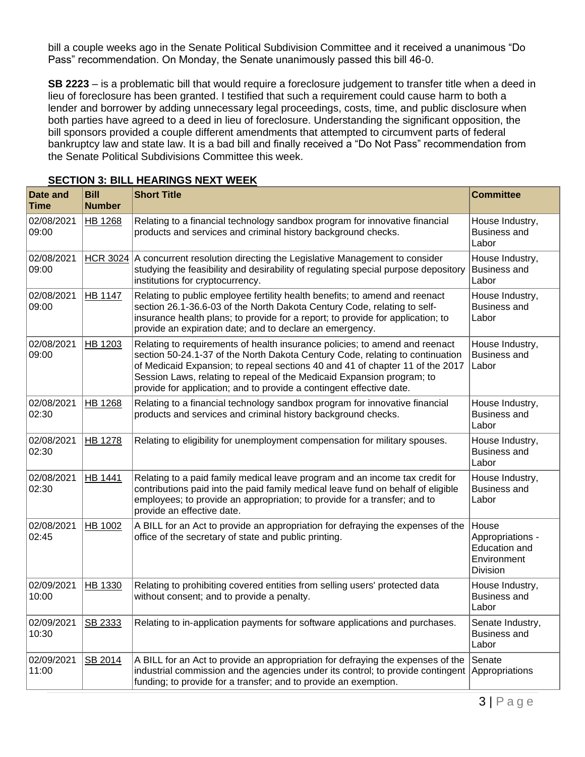bill a couple weeks ago in the Senate Political Subdivision Committee and it received a unanimous "Do Pass" recommendation. On Monday, the Senate unanimously passed this bill 46-0.

**SB 2223** – is a problematic bill that would require a foreclosure judgement to transfer title when a deed in lieu of foreclosure has been granted. I testified that such a requirement could cause harm to both a lender and borrower by adding unnecessary legal proceedings, costs, time, and public disclosure when both parties have agreed to a deed in lieu of foreclosure. Understanding the significant opposition, the bill sponsors provided a couple different amendments that attempted to circumvent parts of federal bankruptcy law and state law. It is a bad bill and finally received a "Do Not Pass" recommendation from the Senate Political Subdivisions Committee this week.

## SECTION 3: BILL HEARINGS NEXT WEEK

| Date and Time | Bill Number | Short Title | Committee |
|---|---|---|---|
| 02/08/2021 09:00 | HB 1268 | Relating to a financial technology sandbox program for innovative financial products and services and criminal history background checks. | House Industry, Business and Labor |
| 02/08/2021 09:00 | HCR 3024 | A concurrent resolution directing the Legislative Management to consider studying the feasibility and desirability of regulating special purpose depository institutions for cryptocurrency. | House Industry, Business and Labor |
| 02/08/2021 09:00 | HB 1147 | Relating to public employee fertility health benefits; to amend and reenact section 26.1-36.6-03 of the North Dakota Century Code, relating to self-insurance health plans; to provide for a report; to provide for application; to provide an expiration date; and to declare an emergency. | House Industry, Business and Labor |
| 02/08/2021 09:00 | HB 1203 | Relating to requirements of health insurance policies; to amend and reenact section 50-24.1-37 of the North Dakota Century Code, relating to continuation of Medicaid Expansion; to repeal sections 40 and 41 of chapter 11 of the 2017 Session Laws, relating to repeal of the Medicaid Expansion program; to provide for application; and to provide a contingent effective date. | House Industry, Business and Labor |
| 02/08/2021 02:30 | HB 1268 | Relating to a financial technology sandbox program for innovative financial products and services and criminal history background checks. | House Industry, Business and Labor |
| 02/08/2021 02:30 | HB 1278 | Relating to eligibility for unemployment compensation for military spouses. | House Industry, Business and Labor |
| 02/08/2021 02:30 | HB 1441 | Relating to a paid family medical leave program and an income tax credit for contributions paid into the paid family medical leave fund on behalf of eligible employees; to provide an appropriation; to provide for a transfer; and to provide an effective date. | House Industry, Business and Labor |
| 02/08/2021 02:45 | HB 1002 | A BILL for an Act to provide an appropriation for defraying the expenses of the office of the secretary of state and public printing. | House Appropriations - Education and Environment Division |
| 02/09/2021 10:00 | HB 1330 | Relating to prohibiting covered entities from selling users' protected data without consent; and to provide a penalty. | House Industry, Business and Labor |
| 02/09/2021 10:30 | SB 2333 | Relating to in-application payments for software applications and purchases. | Senate Industry, Business and Labor |
| 02/09/2021 11:00 | SB 2014 | A BILL for an Act to provide an appropriation for defraying the expenses of the industrial commission and the agencies under its control; to provide contingent funding; to provide for a transfer; and to provide an exemption. | Senate Appropriations |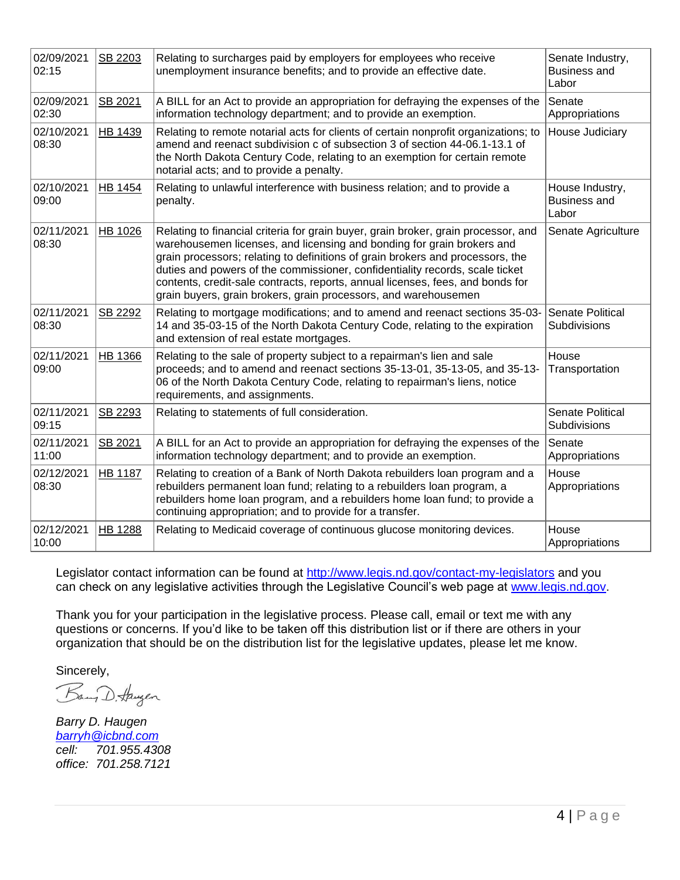| | | | |
|---|---|---|---|
| 02/09/2021 02:15 | SB 2203 | Relating to surcharges paid by employers for employees who receive unemployment insurance benefits; and to provide an effective date. | Senate Industry, Business and Labor |
| 02/09/2021 02:30 | SB 2021 | A BILL for an Act to provide an appropriation for defraying the expenses of the information technology department; and to provide an exemption. | Senate Appropriations |
| 02/10/2021 08:30 | HB 1439 | Relating to remote notarial acts for clients of certain nonprofit organizations; to amend and reenact subdivision c of subsection 3 of section 44-06.1-13.1 of the North Dakota Century Code, relating to an exemption for certain remote notarial acts; and to provide a penalty. | House Judiciary |
| 02/10/2021 09:00 | HB 1454 | Relating to unlawful interference with business relation; and to provide a penalty. | House Industry, Business and Labor |
| 02/11/2021 08:30 | HB 1026 | Relating to financial criteria for grain buyer, grain broker, grain processor, and warehousemen licenses, and licensing and bonding for grain brokers and grain processors; relating to definitions of grain brokers and processors, the duties and powers of the commissioner, confidentiality records, scale ticket contents, credit-sale contracts, reports, annual licenses, fees, and bonds for grain buyers, grain brokers, grain processors, and warehousemen | Senate Agriculture |
| 02/11/2021 08:30 | SB 2292 | Relating to mortgage modifications; and to amend and reenact sections 35-03-14 and 35-03-15 of the North Dakota Century Code, relating to the expiration and extension of real estate mortgages. | Senate Political Subdivisions |
| 02/11/2021 09:00 | HB 1366 | Relating to the sale of property subject to a repairman's lien and sale proceeds; and to amend and reenact sections 35-13-01, 35-13-05, and 35-13-06 of the North Dakota Century Code, relating to repairman's liens, notice requirements, and assignments. | House Transportation |
| 02/11/2021 09:15 | SB 2293 | Relating to statements of full consideration. | Senate Political Subdivisions |
| 02/11/2021 11:00 | SB 2021 | A BILL for an Act to provide an appropriation for defraying the expenses of the information technology department; and to provide an exemption. | Senate Appropriations |
| 02/12/2021 08:30 | HB 1187 | Relating to creation of a Bank of North Dakota rebuilders loan program and a rebuilders permanent loan fund; relating to a rebuilders loan program, a rebuilders home loan program, and a rebuilders home loan fund; to provide a continuing appropriation; and to provide for a transfer. | House Appropriations |
| 02/12/2021 10:00 | HB 1288 | Relating to Medicaid coverage of continuous glucose monitoring devices. | House Appropriations |

Legislator contact information can be found at http://www.legis.nd.gov/contact-my-legislators and you can check on any legislative activities through the Legislative Council's web page at www.legis.nd.gov.

Thank you for your participation in the legislative process. Please call, email or text me with any questions or concerns. If you'd like to be taken off this distribution list or if there are others in your organization that should be on the distribution list for the legislative updates, please let me know.

Sincerely,

*Barry D. Haugen*
*barryh@icbnd.com*
*cell: 701.955.4308*
*office: 701.258.7121*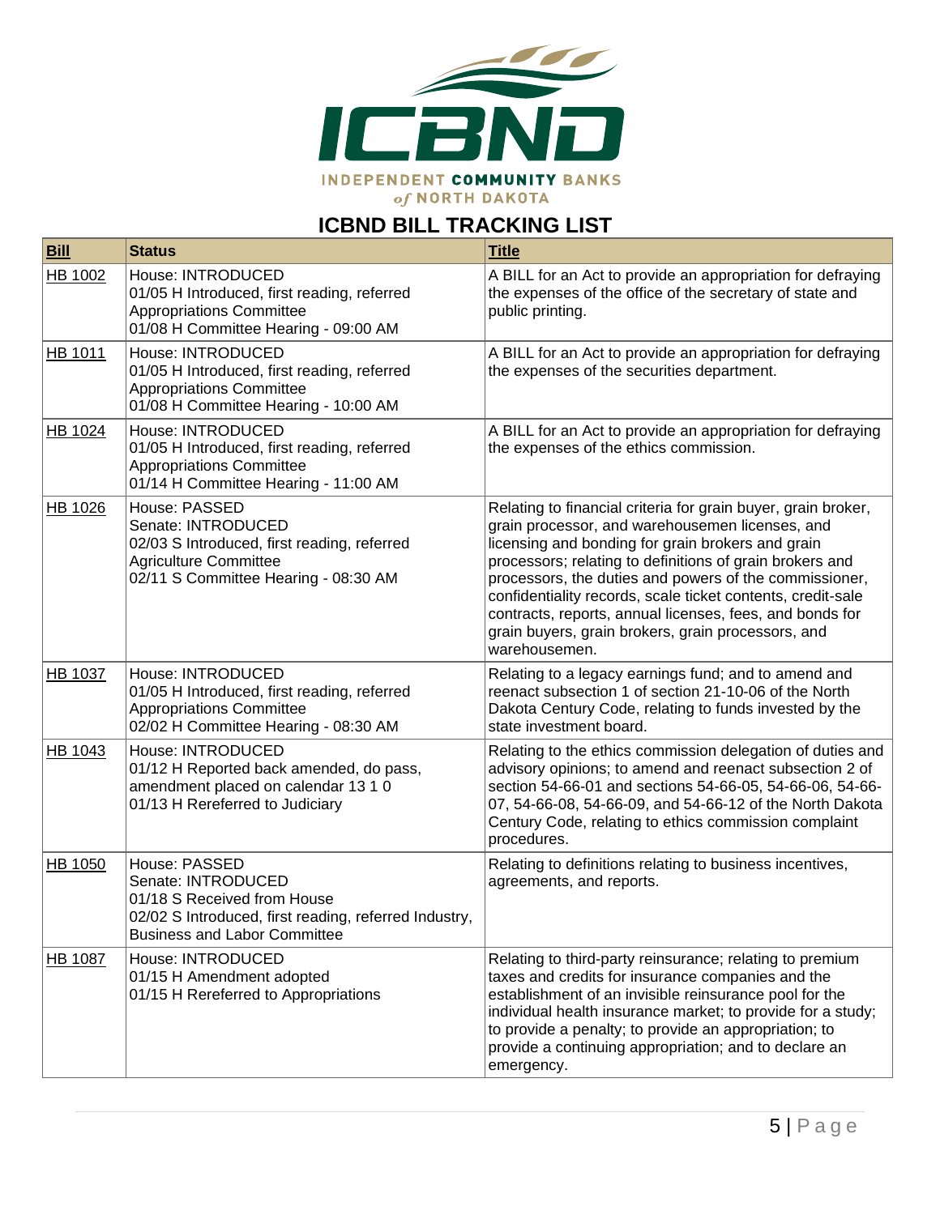INDEPENDENT COMMUNITY BANKS of NORTH DAKOTA

# ICBND BILL TRACKING LIST

| Bill | Status | Title |
| --- | --- | --- |
| HB 1002 | House: INTRODUCED<br>01/05 H Introduced, first reading, referred Appropriations Committee<br>01/08 H Committee Hearing - 09:00 AM | A BILL for an Act to provide an appropriation for defraying the expenses of the office of the secretary of state and public printing. |
| HB 1011 | House: INTRODUCED<br>01/05 H Introduced, first reading, referred Appropriations Committee<br>01/08 H Committee Hearing - 10:00 AM | A BILL for an Act to provide an appropriation for defraying the expenses of the securities department. |
| HB 1024 | House: INTRODUCED<br>01/05 H Introduced, first reading, referred Appropriations Committee<br>01/14 H Committee Hearing - 11:00 AM | A BILL for an Act to provide an appropriation for defraying the expenses of the ethics commission. |
| HB 1026 | House: PASSED<br>Senate: INTRODUCED<br>02/03 S Introduced, first reading, referred Agriculture Committee<br>02/11 S Committee Hearing - 08:30 AM | Relating to financial criteria for grain buyer, grain broker, grain processor, and warehousemen licenses, and licensing and bonding for grain brokers and grain processors; relating to definitions of grain brokers and processors, the duties and powers of the commissioner, confidentiality records, scale ticket contents, credit-sale contracts, reports, annual licenses, fees, and bonds for grain buyers, grain brokers, grain processors, and warehousemen. |
| HB 1037 | House: INTRODUCED<br>01/05 H Introduced, first reading, referred Appropriations Committee<br>02/02 H Committee Hearing - 08:30 AM | Relating to a legacy earnings fund; and to amend and reenact subsection 1 of section 21-10-06 of the North Dakota Century Code, relating to funds invested by the state investment board. |
| HB 1043 | House: INTRODUCED<br>01/12 H Reported back amended, do pass, amendment placed on calendar 13 1 0<br>01/13 H Rereferred to Judiciary | Relating to the ethics commission delegation of duties and advisory opinions; to amend and reenact subsection 2 of section 54-66-01 and sections 54-66-05, 54-66-06, 54-66-07, 54-66-08, 54-66-09, and 54-66-12 of the North Dakota Century Code, relating to ethics commission complaint procedures. |
| HB 1050 | House: PASSED<br>Senate: INTRODUCED<br>01/18 S Received from House<br>02/02 S Introduced, first reading, referred Industry, Business and Labor Committee | Relating to definitions relating to business incentives, agreements, and reports. |
| HB 1087 | House: INTRODUCED<br>01/15 H Amendment adopted<br>01/15 H Rereferred to Appropriations | Relating to third-party reinsurance; relating to premium taxes and credits for insurance companies and the establishment of an invisible reinsurance pool for the individual health insurance market; to provide for a study; to provide a penalty; to provide an appropriation; to provide a continuing appropriation; and to declare an emergency. |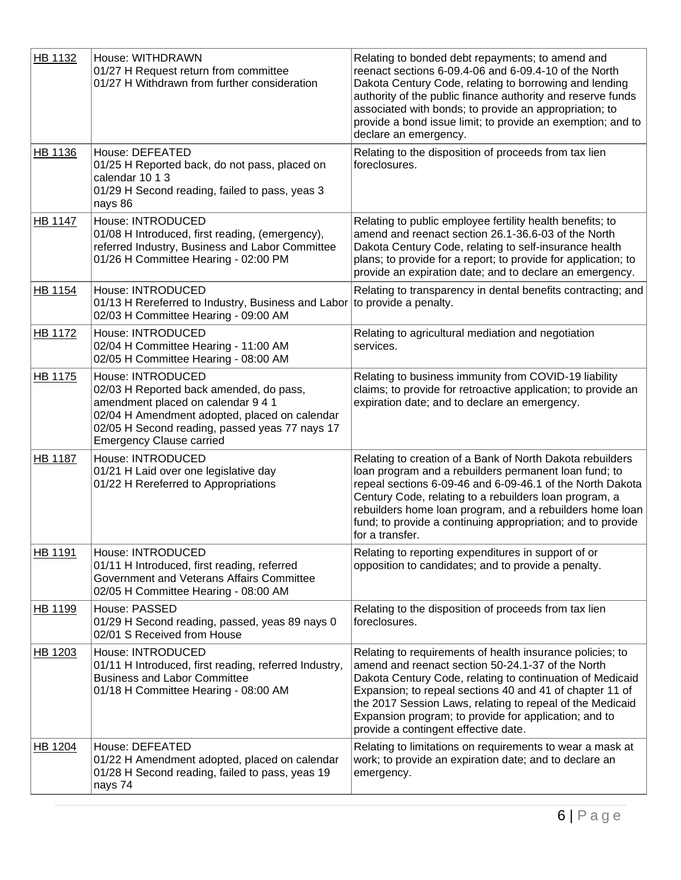| | | |
|---|---|---|
| HB 1132 | House: WITHDRAWN<br>01/27 H Request return from committee<br>01/27 H Withdrawn from further consideration | Relating to bonded debt repayments; to amend and reenact sections 6-09.4-06 and 6-09.4-10 of the North Dakota Century Code, relating to borrowing and lending authority of the public finance authority and reserve funds associated with bonds; to provide an appropriation; to provide a bond issue limit; to provide an exemption; and to declare an emergency. |
| HB 1136 | House: DEFEATED<br>01/25 H Reported back, do not pass, placed on calendar 10 1 3<br>01/29 H Second reading, failed to pass, yeas 3 nays 86 | Relating to the disposition of proceeds from tax lien foreclosures. |
| HB 1147 | House: INTRODUCED<br>01/08 H Introduced, first reading, (emergency), referred Industry, Business and Labor Committee<br>01/26 H Committee Hearing - 02:00 PM | Relating to public employee fertility health benefits; to amend and reenact section 26.1-36.6-03 of the North Dakota Century Code, relating to self-insurance health plans; to provide for a report; to provide for application; to provide an expiration date; and to declare an emergency. |
| HB 1154 | House: INTRODUCED<br>01/13 H Rereferred to Industry, Business and Labor<br>02/03 H Committee Hearing - 09:00 AM | Relating to transparency in dental benefits contracting; and to provide a penalty. |
| HB 1172 | House: INTRODUCED<br>02/04 H Committee Hearing - 11:00 AM<br>02/05 H Committee Hearing - 08:00 AM | Relating to agricultural mediation and negotiation services. |
| HB 1175 | House: INTRODUCED<br>02/03 H Reported back amended, do pass, amendment placed on calendar 9 4 1<br>02/04 H Amendment adopted, placed on calendar<br>02/05 H Second reading, passed yeas 77 nays 17 Emergency Clause carried | Relating to business immunity from COVID-19 liability claims; to provide for retroactive application; to provide an expiration date; and to declare an emergency. |
| HB 1187 | House: INTRODUCED<br>01/21 H Laid over one legislative day<br>01/22 H Rereferred to Appropriations | Relating to creation of a Bank of North Dakota rebuilders loan program and a rebuilders permanent loan fund; to repeal sections 6-09-46 and 6-09-46.1 of the North Dakota Century Code, relating to a rebuilders loan program, a rebuilders home loan program, and a rebuilders home loan fund; to provide a continuing appropriation; and to provide for a transfer. |
| HB 1191 | House: INTRODUCED<br>01/11 H Introduced, first reading, referred Government and Veterans Affairs Committee<br>02/05 H Committee Hearing - 08:00 AM | Relating to reporting expenditures in support of or opposition to candidates; and to provide a penalty. |
| HB 1199 | House: PASSED<br>01/29 H Second reading, passed, yeas 89 nays 0<br>02/01 S Received from House | Relating to the disposition of proceeds from tax lien foreclosures. |
| HB 1203 | House: INTRODUCED<br>01/11 H Introduced, first reading, referred Industry, Business and Labor Committee<br>01/18 H Committee Hearing - 08:00 AM | Relating to requirements of health insurance policies; to amend and reenact section 50-24.1-37 of the North Dakota Century Code, relating to continuation of Medicaid Expansion; to repeal sections 40 and 41 of chapter 11 of the 2017 Session Laws, relating to repeal of the Medicaid Expansion program; to provide for application; and to provide a contingent effective date. |
| HB 1204 | House: DEFEATED<br>01/22 H Amendment adopted, placed on calendar<br>01/28 H Second reading, failed to pass, yeas 19 nays 74 | Relating to limitations on requirements to wear a mask at work; to provide an expiration date; and to declare an emergency. |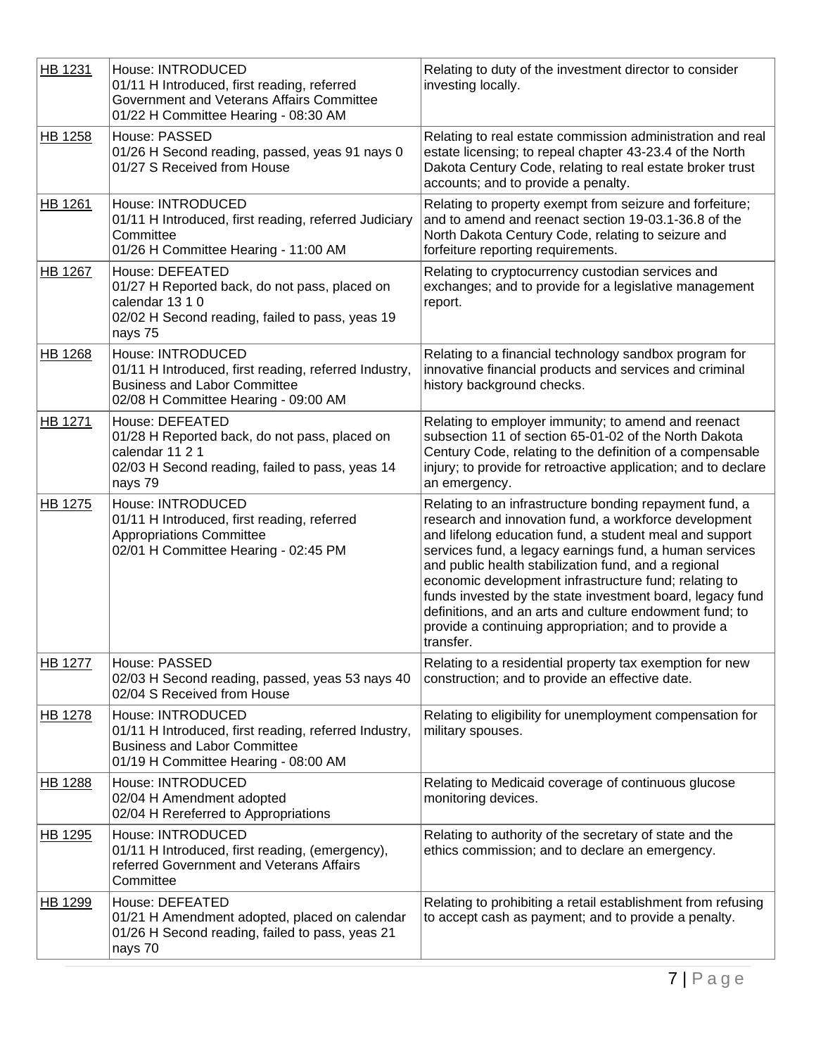| HB 1231 | House: INTRODUCED<br>01/11 H Introduced, first reading, referred Government and Veterans Affairs Committee<br>01/22 H Committee Hearing - 08:30 AM | Relating to duty of the investment director to consider investing locally. |
|---|---|---|
| HB 1258 | House: PASSED<br>01/26 H Second reading, passed, yeas 91 nays 0<br>01/27 S Received from House | Relating to real estate commission administration and real estate licensing; to repeal chapter 43-23.4 of the North Dakota Century Code, relating to real estate broker trust accounts; and to provide a penalty. |
| HB 1261 | House: INTRODUCED<br>01/11 H Introduced, first reading, referred Judiciary Committee<br>01/26 H Committee Hearing - 11:00 AM | Relating to property exempt from seizure and forfeiture; and to amend and reenact section 19-03.1-36.8 of the North Dakota Century Code, relating to seizure and forfeiture reporting requirements. |
| HB 1267 | House: DEFEATED<br>01/27 H Reported back, do not pass, placed on calendar 13 1 0<br>02/02 H Second reading, failed to pass, yeas 19 nays 75 | Relating to cryptocurrency custodian services and exchanges; and to provide for a legislative management report. |
| HB 1268 | House: INTRODUCED<br>01/11 H Introduced, first reading, referred Industry, Business and Labor Committee<br>02/08 H Committee Hearing - 09:00 AM | Relating to a financial technology sandbox program for innovative financial products and services and criminal history background checks. |
| HB 1271 | House: DEFEATED<br>01/28 H Reported back, do not pass, placed on calendar 11 2 1<br>02/03 H Second reading, failed to pass, yeas 14 nays 79 | Relating to employer immunity; to amend and reenact subsection 11 of section 65-01-02 of the North Dakota Century Code, relating to the definition of a compensable injury; to provide for retroactive application; and to declare an emergency. |
| HB 1275 | House: INTRODUCED<br>01/11 H Introduced, first reading, referred Appropriations Committee<br>02/01 H Committee Hearing - 02:45 PM | Relating to an infrastructure bonding repayment fund, a research and innovation fund, a workforce development and lifelong education fund, a student meal and support services fund, a legacy earnings fund, a human services and public health stabilization fund, and a regional economic development infrastructure fund; relating to funds invested by the state investment board, legacy fund definitions, and an arts and culture endowment fund; to provide a continuing appropriation; and to provide a transfer. |
| HB 1277 | House: PASSED<br>02/03 H Second reading, passed, yeas 53 nays 40<br>02/04 S Received from House | Relating to a residential property tax exemption for new construction; and to provide an effective date. |
| HB 1278 | House: INTRODUCED<br>01/11 H Introduced, first reading, referred Industry, Business and Labor Committee<br>01/19 H Committee Hearing - 08:00 AM | Relating to eligibility for unemployment compensation for military spouses. |
| HB 1288 | House: INTRODUCED<br>02/04 H Amendment adopted<br>02/04 H Rereferred to Appropriations | Relating to Medicaid coverage of continuous glucose monitoring devices. |
| HB 1295 | House: INTRODUCED<br>01/11 H Introduced, first reading, (emergency), referred Government and Veterans Affairs Committee | Relating to authority of the secretary of state and the ethics commission; and to declare an emergency. |
| HB 1299 | House: DEFEATED<br>01/21 H Amendment adopted, placed on calendar<br>01/26 H Second reading, failed to pass, yeas 21 nays 70 | Relating to prohibiting a retail establishment from refusing to accept cash as payment; and to provide a penalty. |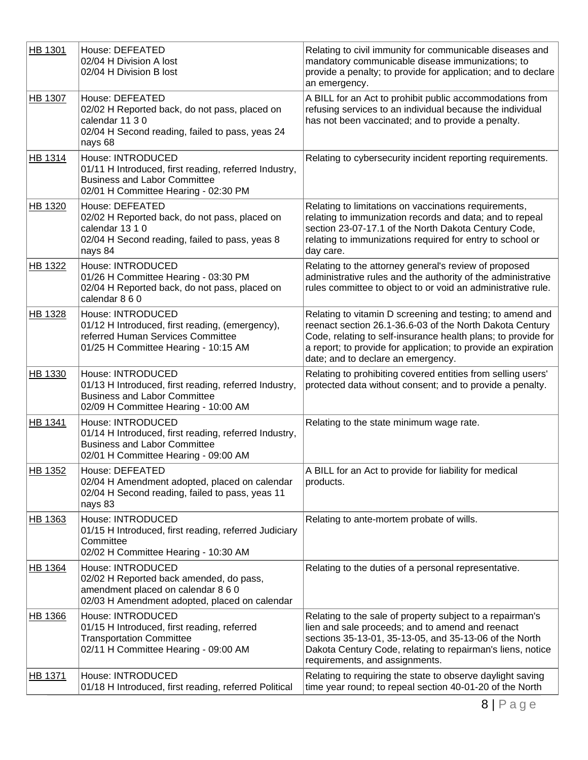| | | |
|---|---|---|
| HB 1301 | House: DEFEATED<br>02/04 H Division A lost<br>02/04 H Division B lost | Relating to civil immunity for communicable diseases and mandatory communicable disease immunizations; to provide a penalty; to provide for application; and to declare an emergency. |
| HB 1307 | House: DEFEATED<br>02/02 H Reported back, do not pass, placed on calendar 11 3 0<br>02/04 H Second reading, failed to pass, yeas 24 nays 68 | A BILL for an Act to prohibit public accommodations from refusing services to an individual because the individual has not been vaccinated; and to provide a penalty. |
| HB 1314 | House: INTRODUCED<br>01/11 H Introduced, first reading, referred Industry, Business and Labor Committee<br>02/01 H Committee Hearing - 02:30 PM | Relating to cybersecurity incident reporting requirements. |
| HB 1320 | House: DEFEATED<br>02/02 H Reported back, do not pass, placed on calendar 13 1 0<br>02/04 H Second reading, failed to pass, yeas 8 nays 84 | Relating to limitations on vaccinations requirements, relating to immunization records and data; and to repeal section 23-07-17.1 of the North Dakota Century Code, relating to immunizations required for entry to school or day care. |
| HB 1322 | House: INTRODUCED<br>01/26 H Committee Hearing - 03:30 PM<br>02/04 H Reported back, do not pass, placed on calendar 8 6 0 | Relating to the attorney general's review of proposed administrative rules and the authority of the administrative rules committee to object to or void an administrative rule. |
| HB 1328 | House: INTRODUCED<br>01/12 H Introduced, first reading, (emergency), referred Human Services Committee<br>01/25 H Committee Hearing - 10:15 AM | Relating to vitamin D screening and testing; to amend and reenact section 26.1-36.6-03 of the North Dakota Century Code, relating to self-insurance health plans; to provide for a report; to provide for application; to provide an expiration date; and to declare an emergency. |
| HB 1330 | House: INTRODUCED<br>01/13 H Introduced, first reading, referred Industry, Business and Labor Committee<br>02/09 H Committee Hearing - 10:00 AM | Relating to prohibiting covered entities from selling users' protected data without consent; and to provide a penalty. |
| HB 1341 | House: INTRODUCED<br>01/14 H Introduced, first reading, referred Industry, Business and Labor Committee<br>02/01 H Committee Hearing - 09:00 AM | Relating to the state minimum wage rate. |
| HB 1352 | House: DEFEATED<br>02/04 H Amendment adopted, placed on calendar<br>02/04 H Second reading, failed to pass, yeas 11 nays 83 | A BILL for an Act to provide for liability for medical products. |
| HB 1363 | House: INTRODUCED<br>01/15 H Introduced, first reading, referred Judiciary Committee<br>02/02 H Committee Hearing - 10:30 AM | Relating to ante-mortem probate of wills. |
| HB 1364 | House: INTRODUCED<br>02/02 H Reported back amended, do pass, amendment placed on calendar 8 6 0<br>02/03 H Amendment adopted, placed on calendar | Relating to the duties of a personal representative. |
| HB 1366 | House: INTRODUCED<br>01/15 H Introduced, first reading, referred Transportation Committee<br>02/11 H Committee Hearing - 09:00 AM | Relating to the sale of property subject to a repairman's lien and sale proceeds; and to amend and reenact sections 35-13-01, 35-13-05, and 35-13-06 of the North Dakota Century Code, relating to repairman's liens, notice requirements, and assignments. |
| HB 1371 | House: INTRODUCED<br>01/18 H Introduced, first reading, referred Political | Relating to requiring the state to observe daylight saving time year round; to repeal section 40-01-20 of the North |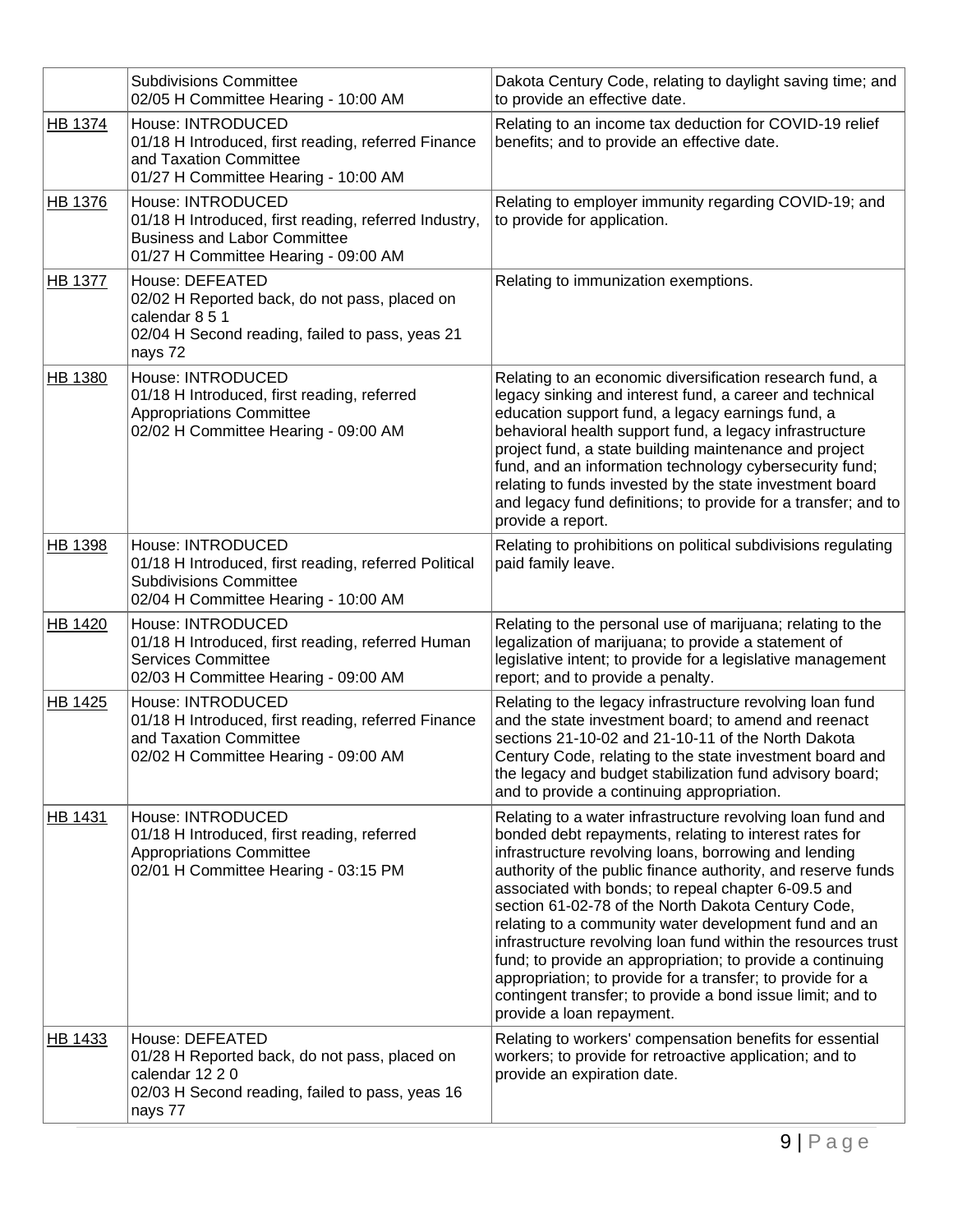| | | |
|---|---|---|
| | Subdivisions Committee<br>02/05 H Committee Hearing - 10:00 AM | Dakota Century Code, relating to daylight saving time; and to provide an effective date. |
| HB 1374 | House: INTRODUCED<br>01/18 H Introduced, first reading, referred Finance and Taxation Committee<br>01/27 H Committee Hearing - 10:00 AM | Relating to an income tax deduction for COVID-19 relief benefits; and to provide an effective date. |
| HB 1376 | House: INTRODUCED<br>01/18 H Introduced, first reading, referred Industry, Business and Labor Committee<br>01/27 H Committee Hearing - 09:00 AM | Relating to employer immunity regarding COVID-19; and to provide for application. |
| HB 1377 | House: DEFEATED<br>02/02 H Reported back, do not pass, placed on calendar 8 5 1<br>02/04 H Second reading, failed to pass, yeas 21 nays 72 | Relating to immunization exemptions. |
| HB 1380 | House: INTRODUCED<br>01/18 H Introduced, first reading, referred Appropriations Committee<br>02/02 H Committee Hearing - 09:00 AM | Relating to an economic diversification research fund, a legacy sinking and interest fund, a career and technical education support fund, a legacy earnings fund, a behavioral health support fund, a legacy infrastructure project fund, a state building maintenance and project fund, and an information technology cybersecurity fund; relating to funds invested by the state investment board and legacy fund definitions; to provide for a transfer; and to provide a report. |
| HB 1398 | House: INTRODUCED<br>01/18 H Introduced, first reading, referred Political Subdivisions Committee<br>02/04 H Committee Hearing - 10:00 AM | Relating to prohibitions on political subdivisions regulating paid family leave. |
| HB 1420 | House: INTRODUCED<br>01/18 H Introduced, first reading, referred Human Services Committee<br>02/03 H Committee Hearing - 09:00 AM | Relating to the personal use of marijuana; relating to the legalization of marijuana; to provide a statement of legislative intent; to provide for a legislative management report; and to provide a penalty. |
| HB 1425 | House: INTRODUCED<br>01/18 H Introduced, first reading, referred Finance and Taxation Committee<br>02/02 H Committee Hearing - 09:00 AM | Relating to the legacy infrastructure revolving loan fund and the state investment board; to amend and reenact sections 21-10-02 and 21-10-11 of the North Dakota Century Code, relating to the state investment board and the legacy and budget stabilization fund advisory board; and to provide a continuing appropriation. |
| HB 1431 | House: INTRODUCED<br>01/18 H Introduced, first reading, referred Appropriations Committee<br>02/01 H Committee Hearing - 03:15 PM | Relating to a water infrastructure revolving loan fund and bonded debt repayments, relating to interest rates for infrastructure revolving loans, borrowing and lending authority of the public finance authority, and reserve funds associated with bonds; to repeal chapter 6-09.5 and section 61-02-78 of the North Dakota Century Code, relating to a community water development fund and an infrastructure revolving loan fund within the resources trust fund; to provide an appropriation; to provide a continuing appropriation; to provide for a transfer; to provide for a contingent transfer; to provide a bond issue limit; and to provide a loan repayment. |
| HB 1433 | House: DEFEATED<br>01/28 H Reported back, do not pass, placed on calendar 12 2 0<br>02/03 H Second reading, failed to pass, yeas 16 nays 77 | Relating to workers' compensation benefits for essential workers; to provide for retroactive application; and to provide an expiration date. |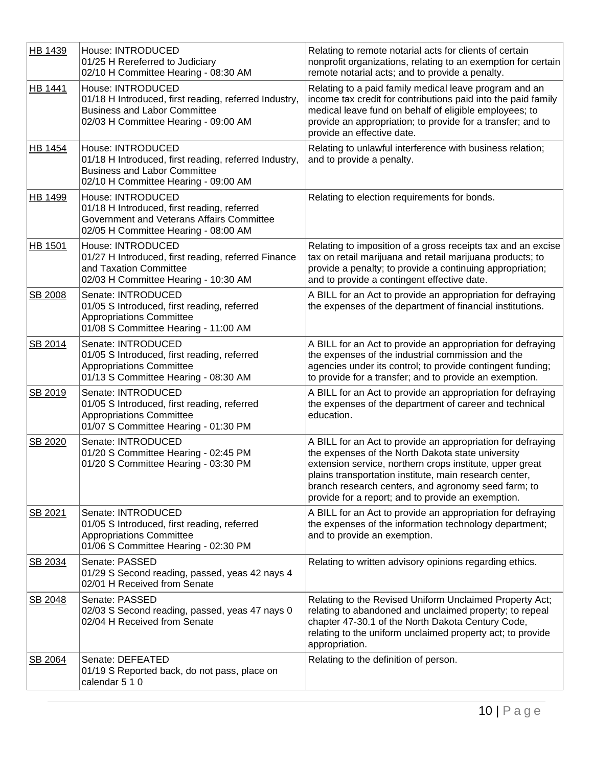| | | |
|---|---|---|
| HB 1439 | House: INTRODUCED<br>01/25 H Rereferred to Judiciary<br>02/10 H Committee Hearing - 08:30 AM | Relating to remote notarial acts for clients of certain nonprofit organizations, relating to an exemption for certain remote notarial acts; and to provide a penalty. |
| HB 1441 | House: INTRODUCED<br>01/18 H Introduced, first reading, referred Industry, Business and Labor Committee<br>02/03 H Committee Hearing - 09:00 AM | Relating to a paid family medical leave program and an income tax credit for contributions paid into the paid family medical leave fund on behalf of eligible employees; to provide an appropriation; to provide for a transfer; and to provide an effective date. |
| HB 1454 | House: INTRODUCED<br>01/18 H Introduced, first reading, referred Industry, Business and Labor Committee<br>02/10 H Committee Hearing - 09:00 AM | Relating to unlawful interference with business relation; and to provide a penalty. |
| HB 1499 | House: INTRODUCED<br>01/18 H Introduced, first reading, referred Government and Veterans Affairs Committee<br>02/05 H Committee Hearing - 08:00 AM | Relating to election requirements for bonds. |
| HB 1501 | House: INTRODUCED<br>01/27 H Introduced, first reading, referred Finance and Taxation Committee<br>02/03 H Committee Hearing - 10:30 AM | Relating to imposition of a gross receipts tax and an excise tax on retail marijuana and retail marijuana products; to provide a penalty; to provide a continuing appropriation; and to provide a contingent effective date. |
| SB 2008 | Senate: INTRODUCED<br>01/05 S Introduced, first reading, referred Appropriations Committee<br>01/08 S Committee Hearing - 11:00 AM | A BILL for an Act to provide an appropriation for defraying the expenses of the department of financial institutions. |
| SB 2014 | Senate: INTRODUCED<br>01/05 S Introduced, first reading, referred Appropriations Committee<br>01/13 S Committee Hearing - 08:30 AM | A BILL for an Act to provide an appropriation for defraying the expenses of the industrial commission and the agencies under its control; to provide contingent funding; to provide for a transfer; and to provide an exemption. |
| SB 2019 | Senate: INTRODUCED<br>01/05 S Introduced, first reading, referred Appropriations Committee<br>01/07 S Committee Hearing - 01:30 PM | A BILL for an Act to provide an appropriation for defraying the expenses of the department of career and technical education. |
| SB 2020 | Senate: INTRODUCED<br>01/20 S Committee Hearing - 02:45 PM<br>01/20 S Committee Hearing - 03:30 PM | A BILL for an Act to provide an appropriation for defraying the expenses of the North Dakota state university extension service, northern crops institute, upper great plains transportation institute, main research center, branch research centers, and agronomy seed farm; to provide for a report; and to provide an exemption. |
| SB 2021 | Senate: INTRODUCED<br>01/05 S Introduced, first reading, referred Appropriations Committee<br>01/06 S Committee Hearing - 02:30 PM | A BILL for an Act to provide an appropriation for defraying the expenses of the information technology department; and to provide an exemption. |
| SB 2034 | Senate: PASSED<br>01/29 S Second reading, passed, yeas 42 nays 4<br>02/01 H Received from Senate | Relating to written advisory opinions regarding ethics. |
| SB 2048 | Senate: PASSED<br>02/03 S Second reading, passed, yeas 47 nays 0<br>02/04 H Received from Senate | Relating to the Revised Uniform Unclaimed Property Act; relating to abandoned and unclaimed property; to repeal chapter 47-30.1 of the North Dakota Century Code, relating to the uniform unclaimed property act; to provide appropriation. |
| SB 2064 | Senate: DEFEATED<br>01/19 S Reported back, do not pass, place on calendar 5 1 0 | Relating to the definition of person. |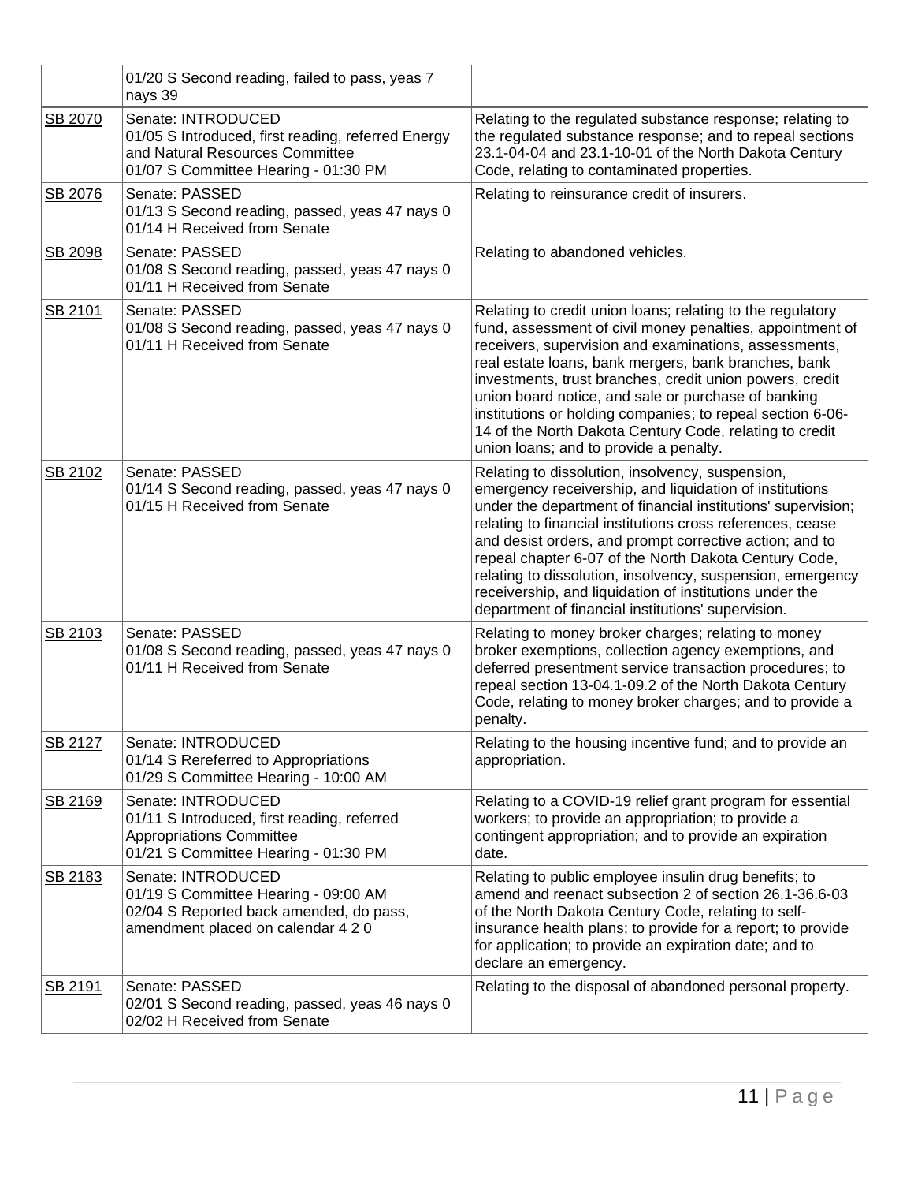|  |  |  |
|---|---|---|
|  | 01/20 S Second reading, failed to pass, yeas 7 nays 39 |  |
| SB 2070 | Senate: INTRODUCED<br>01/05 S Introduced, first reading, referred Energy and Natural Resources Committee<br>01/07 S Committee Hearing - 01:30 PM | Relating to the regulated substance response; relating to the regulated substance response; and to repeal sections 23.1-04-04 and 23.1-10-01 of the North Dakota Century Code, relating to contaminated properties. |
| SB 2076 | Senate: PASSED<br>01/13 S Second reading, passed, yeas 47 nays 0<br>01/14 H Received from Senate | Relating to reinsurance credit of insurers. |
| SB 2098 | Senate: PASSED<br>01/08 S Second reading, passed, yeas 47 nays 0<br>01/11 H Received from Senate | Relating to abandoned vehicles. |
| SB 2101 | Senate: PASSED<br>01/08 S Second reading, passed, yeas 47 nays 0<br>01/11 H Received from Senate | Relating to credit union loans; relating to the regulatory fund, assessment of civil money penalties, appointment of receivers, supervision and examinations, assessments, real estate loans, bank mergers, bank branches, bank investments, trust branches, credit union powers, credit union board notice, and sale or purchase of banking institutions or holding companies; to repeal section 6-06-14 of the North Dakota Century Code, relating to credit union loans; and to provide a penalty. |
| SB 2102 | Senate: PASSED<br>01/14 S Second reading, passed, yeas 47 nays 0<br>01/15 H Received from Senate | Relating to dissolution, insolvency, suspension, emergency receivership, and liquidation of institutions under the department of financial institutions' supervision; relating to financial institutions cross references, cease and desist orders, and prompt corrective action; and to repeal chapter 6-07 of the North Dakota Century Code, relating to dissolution, insolvency, suspension, emergency receivership, and liquidation of institutions under the department of financial institutions' supervision. |
| SB 2103 | Senate: PASSED<br>01/08 S Second reading, passed, yeas 47 nays 0<br>01/11 H Received from Senate | Relating to money broker charges; relating to money broker exemptions, collection agency exemptions, and deferred presentment service transaction procedures; to repeal section 13-04.1-09.2 of the North Dakota Century Code, relating to money broker charges; and to provide a penalty. |
| SB 2127 | Senate: INTRODUCED<br>01/14 S Rereferred to Appropriations<br>01/29 S Committee Hearing - 10:00 AM | Relating to the housing incentive fund; and to provide an appropriation. |
| SB 2169 | Senate: INTRODUCED<br>01/11 S Introduced, first reading, referred Appropriations Committee<br>01/21 S Committee Hearing - 01:30 PM | Relating to a COVID-19 relief grant program for essential workers; to provide an appropriation; to provide a contingent appropriation; and to provide an expiration date. |
| SB 2183 | Senate: INTRODUCED<br>01/19 S Committee Hearing - 09:00 AM<br>02/04 S Reported back amended, do pass, amendment placed on calendar 4 2 0 | Relating to public employee insulin drug benefits; to amend and reenact subsection 2 of section 26.1-36.6-03 of the North Dakota Century Code, relating to self-insurance health plans; to provide for a report; to provide for application; to provide an expiration date; and to declare an emergency. |
| SB 2191 | Senate: PASSED<br>02/01 S Second reading, passed, yeas 46 nays 0<br>02/02 H Received from Senate | Relating to the disposal of abandoned personal property. |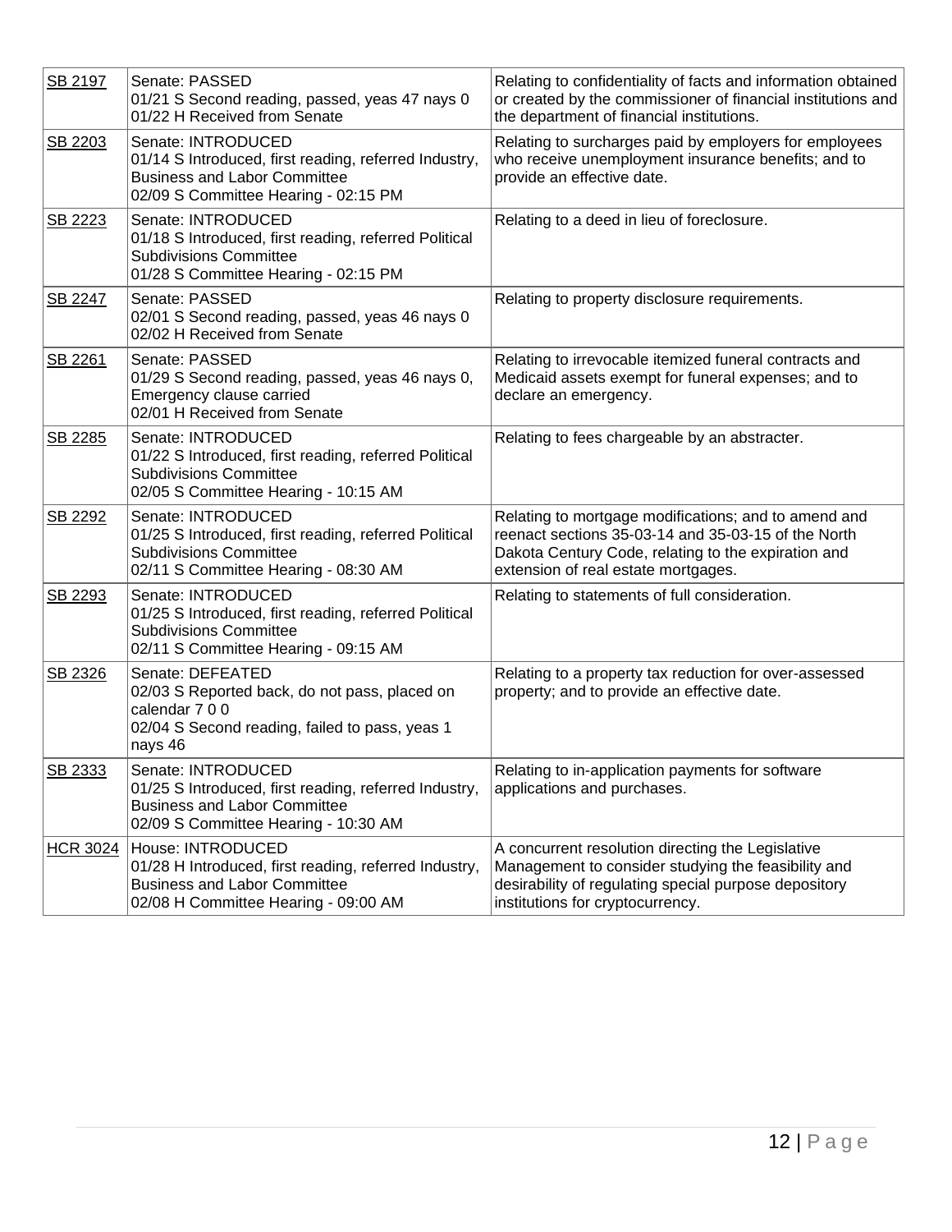| | | |
|---|---|---|
| SB 2197 | Senate: PASSED<br>01/21 S Second reading, passed, yeas 47 nays 0<br>01/22 H Received from Senate | Relating to confidentiality of facts and information obtained or created by the commissioner of financial institutions and the department of financial institutions. |
| SB 2203 | Senate: INTRODUCED<br>01/14 S Introduced, first reading, referred Industry, Business and Labor Committee<br>02/09 S Committee Hearing - 02:15 PM | Relating to surcharges paid by employers for employees who receive unemployment insurance benefits; and to provide an effective date. |
| SB 2223 | Senate: INTRODUCED<br>01/18 S Introduced, first reading, referred Political Subdivisions Committee<br>01/28 S Committee Hearing - 02:15 PM | Relating to a deed in lieu of foreclosure. |
| SB 2247 | Senate: PASSED<br>02/01 S Second reading, passed, yeas 46 nays 0<br>02/02 H Received from Senate | Relating to property disclosure requirements. |
| SB 2261 | Senate: PASSED<br>01/29 S Second reading, passed, yeas 46 nays 0, Emergency clause carried<br>02/01 H Received from Senate | Relating to irrevocable itemized funeral contracts and Medicaid assets exempt for funeral expenses; and to declare an emergency. |
| SB 2285 | Senate: INTRODUCED<br>01/22 S Introduced, first reading, referred Political Subdivisions Committee<br>02/05 S Committee Hearing - 10:15 AM | Relating to fees chargeable by an abstracter. |
| SB 2292 | Senate: INTRODUCED<br>01/25 S Introduced, first reading, referred Political Subdivisions Committee<br>02/11 S Committee Hearing - 08:30 AM | Relating to mortgage modifications; and to amend and reenact sections 35-03-14 and 35-03-15 of the North Dakota Century Code, relating to the expiration and extension of real estate mortgages. |
| SB 2293 | Senate: INTRODUCED<br>01/25 S Introduced, first reading, referred Political Subdivisions Committee<br>02/11 S Committee Hearing - 09:15 AM | Relating to statements of full consideration. |
| SB 2326 | Senate: DEFEATED<br>02/03 S Reported back, do not pass, placed on calendar 7 0 0<br>02/04 S Second reading, failed to pass, yeas 1 nays 46 | Relating to a property tax reduction for over-assessed property; and to provide an effective date. |
| SB 2333 | Senate: INTRODUCED<br>01/25 S Introduced, first reading, referred Industry, Business and Labor Committee<br>02/09 S Committee Hearing - 10:30 AM | Relating to in-application payments for software applications and purchases. |
| HCR 3024 | House: INTRODUCED<br>01/28 H Introduced, first reading, referred Industry, Business and Labor Committee<br>02/08 H Committee Hearing - 09:00 AM | A concurrent resolution directing the Legislative Management to consider studying the feasibility and desirability of regulating special purpose depository institutions for cryptocurrency. |